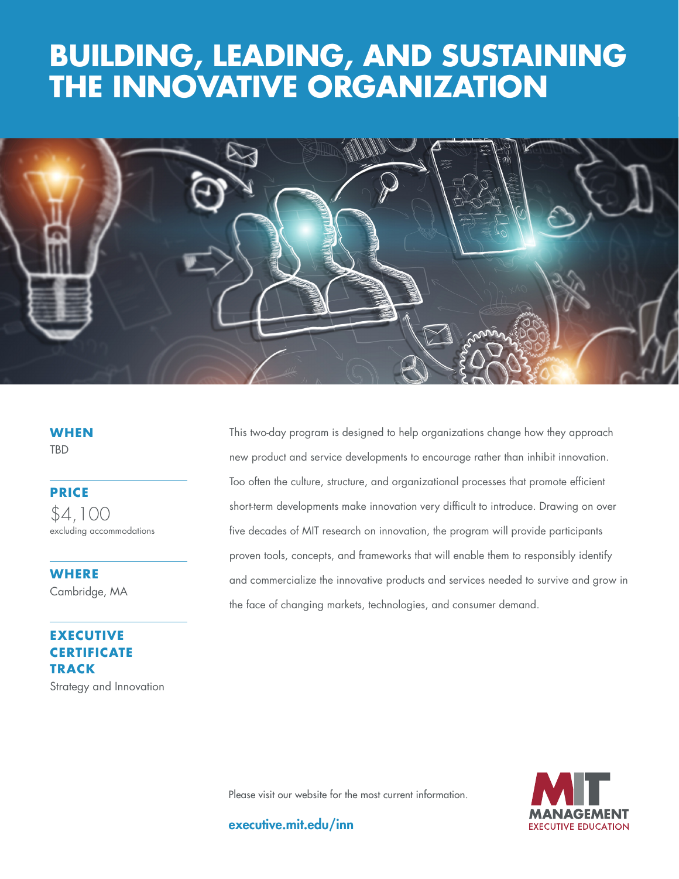# BUILDING, LEADING, AND SUSTAINING THE INNOVATIVE ORGANIZATION

**WHEN**
TBD

**PRICE**
$4,100
excluding accommodations

**WHERE**
Cambridge, MA

**EXECUTIVE CERTIFICATE TRACK**
Strategy and Innovation

This two-day program is designed to help organizations change how they approach new product and service developments to encourage rather than inhibit innovation. Too often the culture, structure, and organizational processes that promote efficient short-term developments make innovation very difficult to introduce. Drawing on over five decades of MIT research on innovation, the program will provide participants proven tools, concepts, and frameworks that will enable them to responsibly identify and commercialize the innovative products and services needed to survive and grow in the face of changing markets, technologies, and consumer demand.

Please visit our website for the most current information.

**executive.mit.edu/inn**

MIT MANAGEMENT EXECUTIVE EDUCATION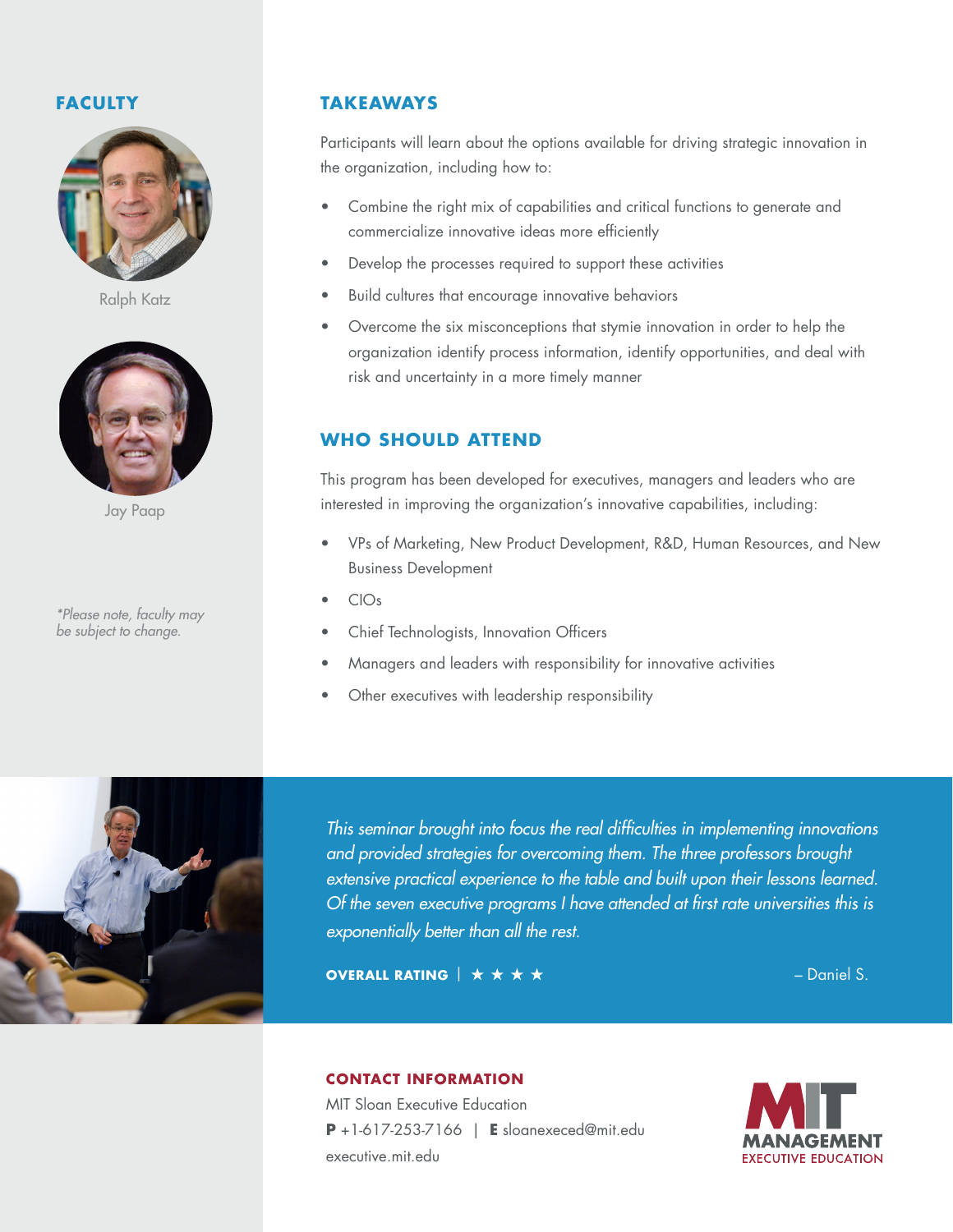## FACULTY

Ralph Katz

Jay Paap

*\*Please note, faculty may be subject to change.*

## TAKEAWAYS

Participants will learn about the options available for driving strategic innovation in the organization, including how to:

- Combine the right mix of capabilities and critical functions to generate and commercialize innovative ideas more efficiently
- Develop the processes required to support these activities
- Build cultures that encourage innovative behaviors
- Overcome the six misconceptions that stymie innovation in order to help the organization identify process information, identify opportunities, and deal with risk and uncertainty in a more timely manner

## WHO SHOULD ATTEND

This program has been developed for executives, managers and leaders who are interested in improving the organization's innovative capabilities, including:

- VPs of Marketing, New Product Development, R&D, Human Resources, and New Business Development
- CIOs
- Chief Technologists, Innovation Officers
- Managers and leaders with responsibility for innovative activities
- Other executives with leadership responsibility

*This seminar brought into focus the real difficulties in implementing innovations and provided strategies for overcoming them. The three professors brought extensive practical experience to the table and built upon their lessons learned. Of the seven executive programs I have attended at first rate universities this is exponentially better than all the rest.*

**OVERALL RATING** | ★ ★ ★ ★

– Daniel S.

## CONTACT INFORMATION

MIT Sloan Executive Education

**P** +1-617-253-7166 | **E** sloanexeced@mit.edu

executive.mit.edu

MIT MANAGEMENT EXECUTIVE EDUCATION